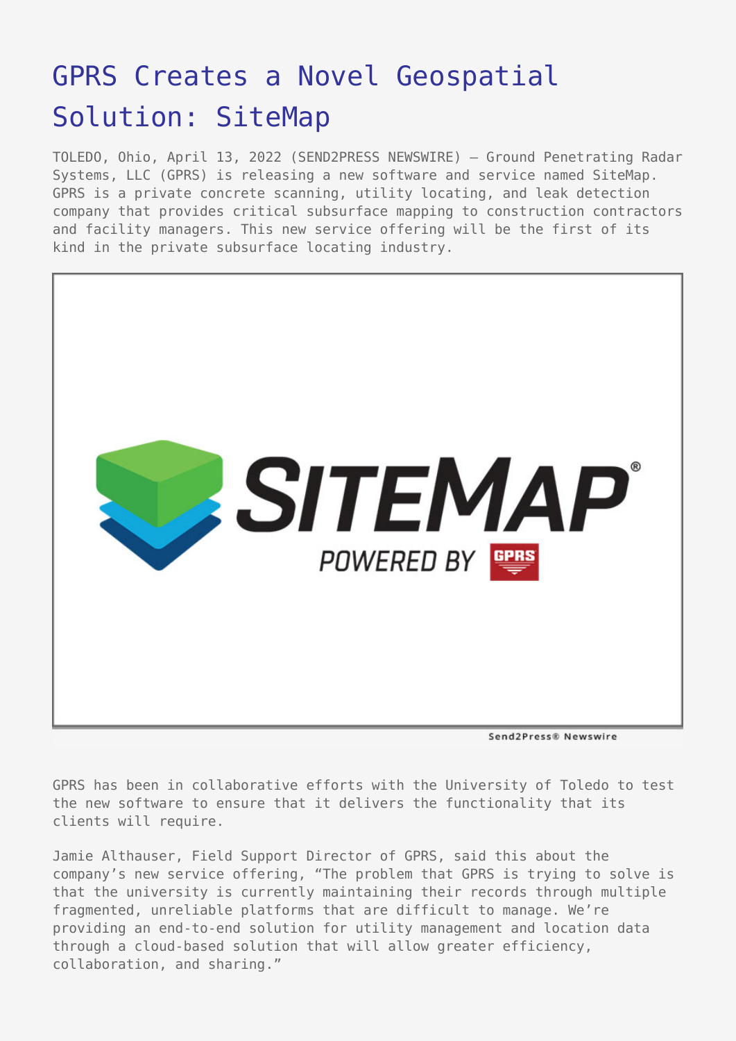# GPRS Creates a Novel Geospatial Solution: SiteMap

TOLEDO, Ohio, April 13, 2022 (SEND2PRESS NEWSWIRE) — Ground Penetrating Radar Systems, LLC (GPRS) is releasing a new software and service named SiteMap. GPRS is a private concrete scanning, utility locating, and leak detection company that provides critical subsurface mapping to construction contractors and facility managers. This new service offering will be the first of its kind in the private subsurface locating industry.

GPRS has been in collaborative efforts with the University of Toledo to test the new software to ensure that it delivers the functionality that its clients will require.

Jamie Althauser, Field Support Director of GPRS, said this about the company's new service offering, "The problem that GPRS is trying to solve is that the university is currently maintaining their records through multiple fragmented, unreliable platforms that are difficult to manage. We're providing an end-to-end solution for utility management and location data through a cloud-based solution that will allow greater efficiency, collaboration, and sharing."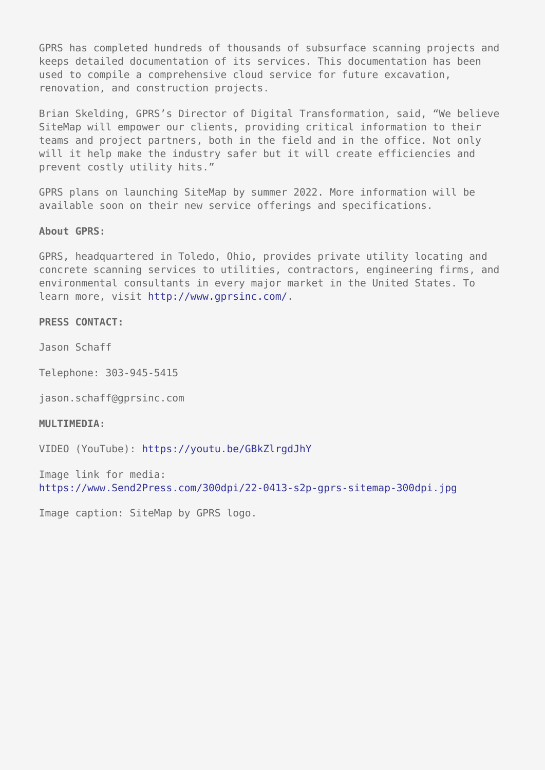GPRS has completed hundreds of thousands of subsurface scanning projects and keeps detailed documentation of its services. This documentation has been used to compile a comprehensive cloud service for future excavation, renovation, and construction projects.

Brian Skelding, GPRS's Director of Digital Transformation, said, "We believe SiteMap will empower our clients, providing critical information to their teams and project partners, both in the field and in the office. Not only will it help make the industry safer but it will create efficiencies and prevent costly utility hits."

GPRS plans on launching SiteMap by summer 2022. More information will be available soon on their new service offerings and specifications.

**About GPRS:**

GPRS, headquartered in Toledo, Ohio, provides private utility locating and concrete scanning services to utilities, contractors, engineering firms, and environmental consultants in every major market in the United States. To learn more, visit http://www.gprsinc.com/.

**PRESS CONTACT:**

Jason Schaff

Telephone: 303-945-5415

jason.schaff@gprsinc.com

**MULTIMEDIA:**

VIDEO (YouTube): https://youtu.be/GBkZlrgdJhY

Image link for media: https://www.Send2Press.com/300dpi/22-0413-s2p-gprs-sitemap-300dpi.jpg

Image caption: SiteMap by GPRS logo.